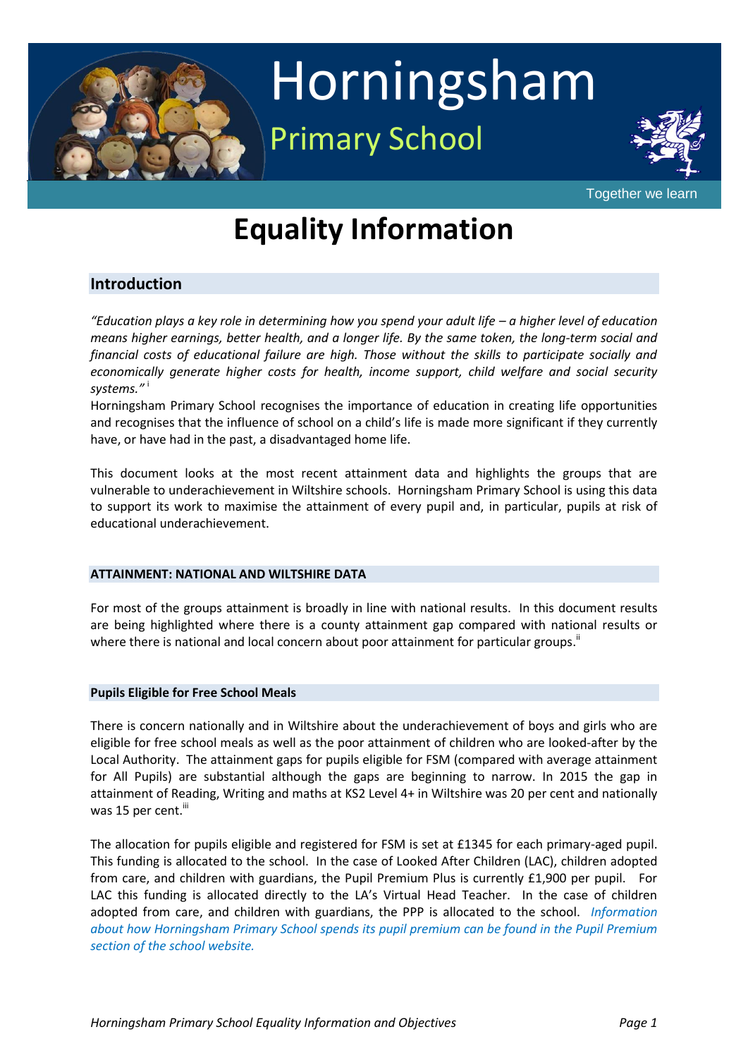# Horningsham

## Primary School

Together we learn

# Equality Information

## Introduction

*"Education plays a key role in determining how you spend your adult life – a higher level of education means higher earnings, better health, and a longer life. By the same token, the long-term social and financial costs of educational failure are high. Those without the skills to participate socially and economically generate higher costs for health, income support, child welfare and social security systems."* [i]

Horningsham Primary School recognises the importance of education in creating life opportunities and recognises that the influence of school on a child's life is made more significant if they currently have, or have had in the past, a disadvantaged home life.

This document looks at the most recent attainment data and highlights the groups that are vulnerable to underachievement in Wiltshire schools. Horningsham Primary School is using this data to support its work to maximise the attainment of every pupil and, in particular, pupils at risk of educational underachievement.

### ATTAINMENT: NATIONAL AND WILTSHIRE DATA

For most of the groups attainment is broadly in line with national results. In this document results are being highlighted where there is a county attainment gap compared with national results or where there is national and local concern about poor attainment for particular groups.[ii]

### Pupils Eligible for Free School Meals

There is concern nationally and in Wiltshire about the underachievement of boys and girls who are eligible for free school meals as well as the poor attainment of children who are looked-after by the Local Authority. The attainment gaps for pupils eligible for FSM (compared with average attainment for All Pupils) are substantial although the gaps are beginning to narrow. In 2015 the gap in attainment of Reading, Writing and maths at KS2 Level 4+ in Wiltshire was 20 per cent and nationally was 15 per cent.[iii]

The allocation for pupils eligible and registered for FSM is set at £1345 for each primary-aged pupil. This funding is allocated to the school. In the case of Looked After Children (LAC), children adopted from care, and children with guardians, the Pupil Premium Plus is currently £1,900 per pupil. For LAC this funding is allocated directly to the LA's Virtual Head Teacher. In the case of children adopted from care, and children with guardians, the PPP is allocated to the school. *Information about how Horningsham Primary School spends its pupil premium can be found in the Pupil Premium section of the school website.*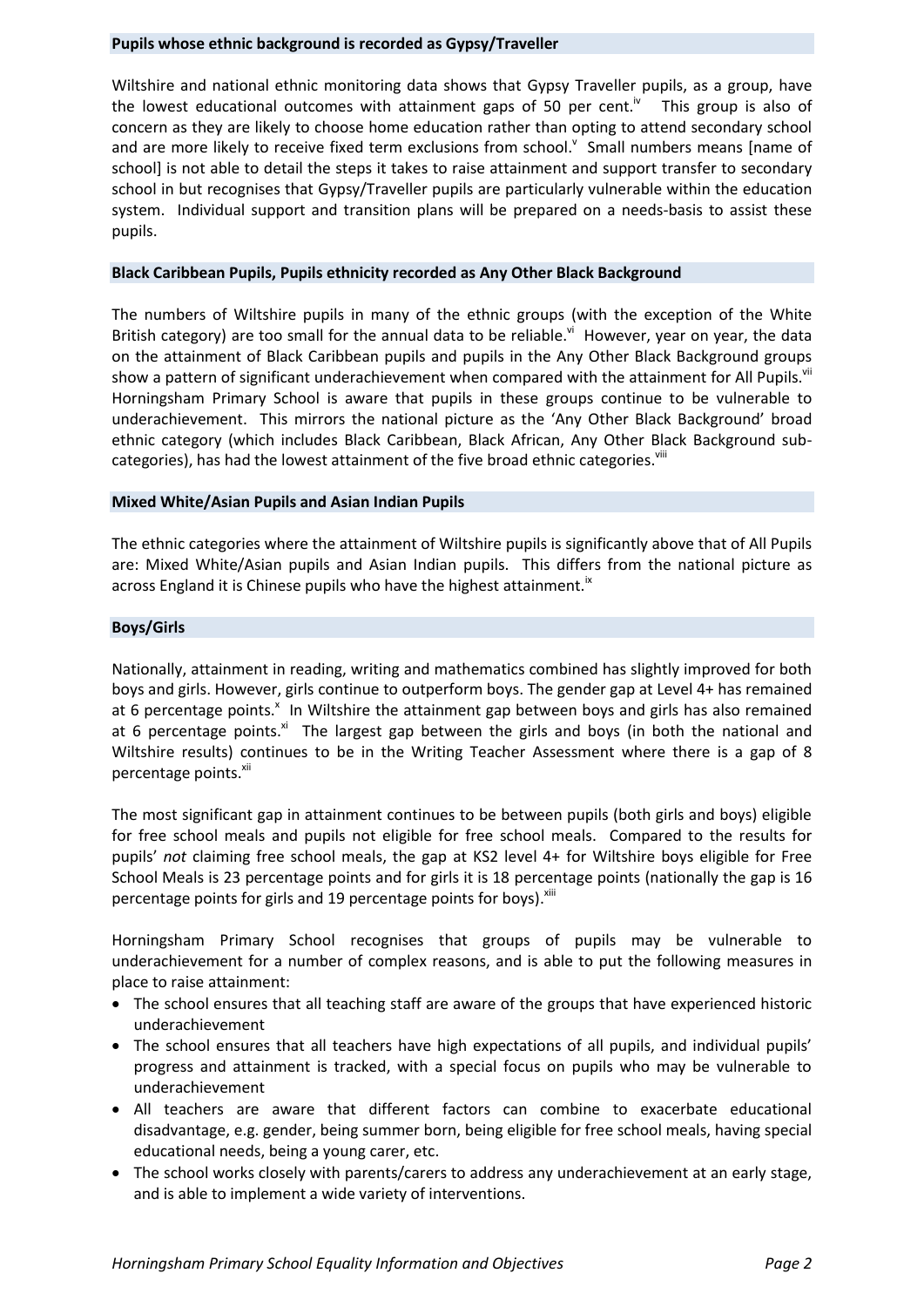### Pupils whose ethnic background is recorded as Gypsy/Traveller

Wiltshire and national ethnic monitoring data shows that Gypsy Traveller pupils, as a group, have the lowest educational outcomes with attainment gaps of 50 per cent.[iv] This group is also of concern as they are likely to choose home education rather than opting to attend secondary school and are more likely to receive fixed term exclusions from school.[v] Small numbers means [name of school] is not able to detail the steps it takes to raise attainment and support transfer to secondary school in but recognises that Gypsy/Traveller pupils are particularly vulnerable within the education system. Individual support and transition plans will be prepared on a needs-basis to assist these pupils.

### Black Caribbean Pupils, Pupils ethnicity recorded as Any Other Black Background

The numbers of Wiltshire pupils in many of the ethnic groups (with the exception of the White British category) are too small for the annual data to be reliable.[vi] However, year on year, the data on the attainment of Black Caribbean pupils and pupils in the Any Other Black Background groups show a pattern of significant underachievement when compared with the attainment for All Pupils.[vii] Horningsham Primary School is aware that pupils in these groups continue to be vulnerable to underachievement. This mirrors the national picture as the 'Any Other Black Background' broad ethnic category (which includes Black Caribbean, Black African, Any Other Black Background sub-categories), has had the lowest attainment of the five broad ethnic categories.[viii]

### Mixed White/Asian Pupils and Asian Indian Pupils

The ethnic categories where the attainment of Wiltshire pupils is significantly above that of All Pupils are: Mixed White/Asian pupils and Asian Indian pupils. This differs from the national picture as across England it is Chinese pupils who have the highest attainment.[ix]

### Boys/Girls

Nationally, attainment in reading, writing and mathematics combined has slightly improved for both boys and girls. However, girls continue to outperform boys. The gender gap at Level 4+ has remained at 6 percentage points.[x] In Wiltshire the attainment gap between boys and girls has also remained at 6 percentage points.[xi] The largest gap between the girls and boys (in both the national and Wiltshire results) continues to be in the Writing Teacher Assessment where there is a gap of 8 percentage points.[xii]

The most significant gap in attainment continues to be between pupils (both girls and boys) eligible for free school meals and pupils not eligible for free school meals. Compared to the results for pupils' *not* claiming free school meals, the gap at KS2 level 4+ for Wiltshire boys eligible for Free School Meals is 23 percentage points and for girls it is 18 percentage points (nationally the gap is 16 percentage points for girls and 19 percentage points for boys).[xiii]

Horningsham Primary School recognises that groups of pupils may be vulnerable to underachievement for a number of complex reasons, and is able to put the following measures in place to raise attainment:

- The school ensures that all teaching staff are aware of the groups that have experienced historic underachievement
- The school ensures that all teachers have high expectations of all pupils, and individual pupils' progress and attainment is tracked, with a special focus on pupils who may be vulnerable to underachievement
- All teachers are aware that different factors can combine to exacerbate educational disadvantage, e.g. gender, being summer born, being eligible for free school meals, having special educational needs, being a young carer, etc.
- The school works closely with parents/carers to address any underachievement at an early stage, and is able to implement a wide variety of interventions.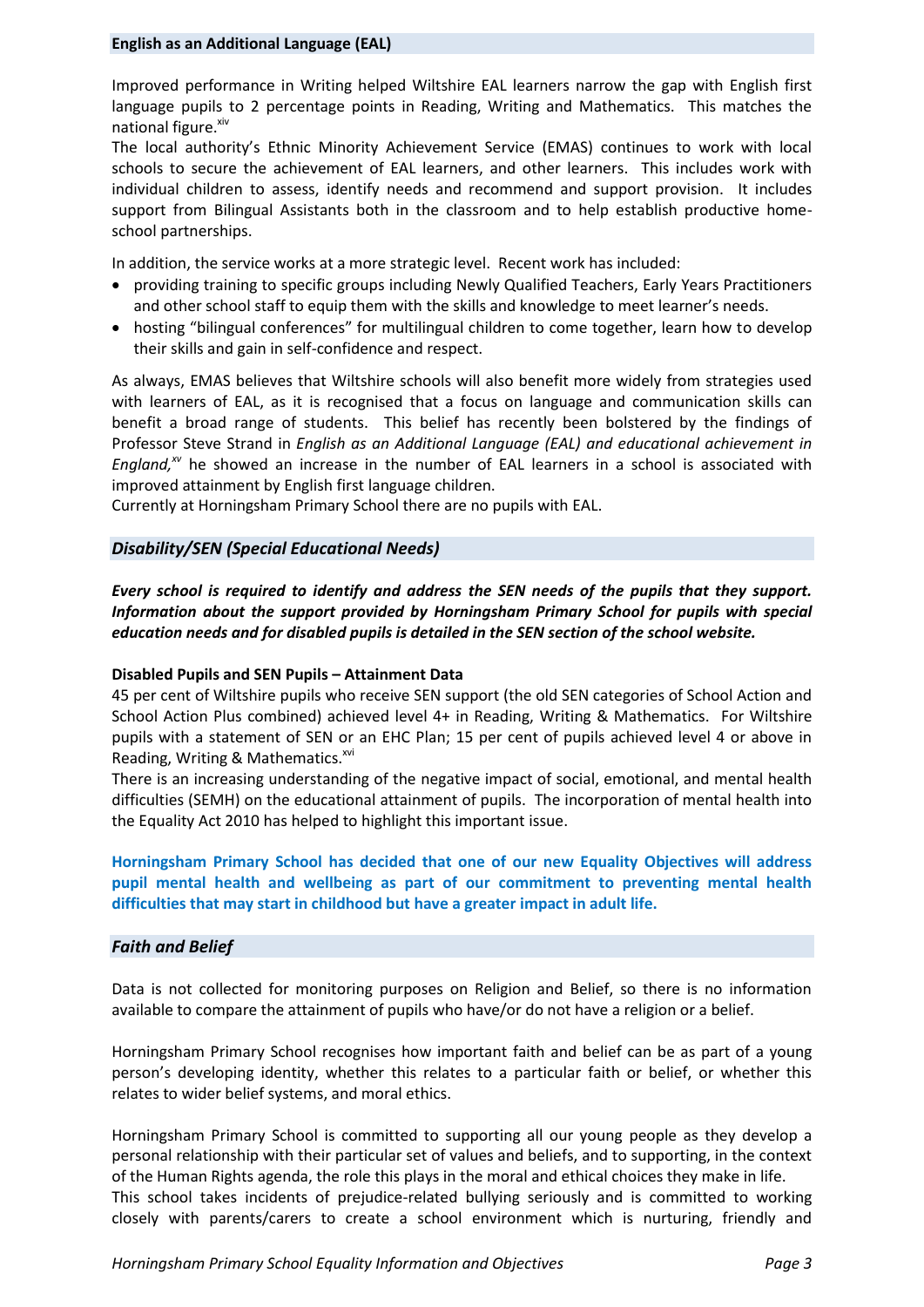## English as an Additional Language (EAL)

Improved performance in Writing helped Wiltshire EAL learners narrow the gap with English first language pupils to 2 percentage points in Reading, Writing and Mathematics. This matches the national figure.[xiv]

The local authority's Ethnic Minority Achievement Service (EMAS) continues to work with local schools to secure the achievement of EAL learners, and other learners. This includes work with individual children to assess, identify needs and recommend and support provision. It includes support from Bilingual Assistants both in the classroom and to help establish productive home-school partnerships.

In addition, the service works at a more strategic level. Recent work has included:

- providing training to specific groups including Newly Qualified Teachers, Early Years Practitioners and other school staff to equip them with the skills and knowledge to meet learner's needs.
- hosting "bilingual conferences" for multilingual children to come together, learn how to develop their skills and gain in self-confidence and respect.

As always, EMAS believes that Wiltshire schools will also benefit more widely from strategies used with learners of EAL, as it is recognised that a focus on language and communication skills can benefit a broad range of students. This belief has recently been bolstered by the findings of Professor Steve Strand in *English as an Additional Language (EAL) and educational achievement in England,*[xv] he showed an increase in the number of EAL learners in a school is associated with improved attainment by English first language children.

Currently at Horningsham Primary School there are no pupils with EAL.

## *Disability/SEN (Special Educational Needs)*

***Every school is required to identify and address the SEN needs of the pupils that they support. Information about the support provided by Horningsham Primary School for pupils with special education needs and for disabled pupils is detailed in the SEN section of the school website.***

**Disabled Pupils and SEN Pupils – Attainment Data**

45 per cent of Wiltshire pupils who receive SEN support (the old SEN categories of School Action and School Action Plus combined) achieved level 4+ in Reading, Writing & Mathematics. For Wiltshire pupils with a statement of SEN or an EHC Plan; 15 per cent of pupils achieved level 4 or above in Reading, Writing & Mathematics.[xvi]

There is an increasing understanding of the negative impact of social, emotional, and mental health difficulties (SEMH) on the educational attainment of pupils. The incorporation of mental health into the Equality Act 2010 has helped to highlight this important issue.

**Horningsham Primary School has decided that one of our new Equality Objectives will address pupil mental health and wellbeing as part of our commitment to preventing mental health difficulties that may start in childhood but have a greater impact in adult life.**

## *Faith and Belief*

Data is not collected for monitoring purposes on Religion and Belief, so there is no information available to compare the attainment of pupils who have/or do not have a religion or a belief.

Horningsham Primary School recognises how important faith and belief can be as part of a young person's developing identity, whether this relates to a particular faith or belief, or whether this relates to wider belief systems, and moral ethics.

Horningsham Primary School is committed to supporting all our young people as they develop a personal relationship with their particular set of values and beliefs, and to supporting, in the context of the Human Rights agenda, the role this plays in the moral and ethical choices they make in life.

This school takes incidents of prejudice-related bullying seriously and is committed to working closely with parents/carers to create a school environment which is nurturing, friendly and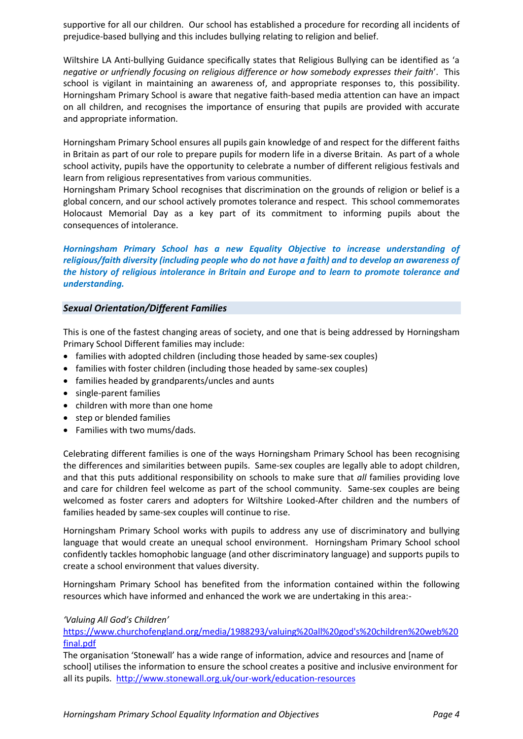supportive for all our children. Our school has established a procedure for recording all incidents of prejudice-based bullying and this includes bullying relating to religion and belief.

Wiltshire LA Anti-bullying Guidance specifically states that Religious Bullying can be identified as '*a negative or unfriendly focusing on religious difference or how somebody expresses their faith*'. This school is vigilant in maintaining an awareness of, and appropriate responses to, this possibility. Horningsham Primary School is aware that negative faith-based media attention can have an impact on all children, and recognises the importance of ensuring that pupils are provided with accurate and appropriate information.

Horningsham Primary School ensures all pupils gain knowledge of and respect for the different faiths in Britain as part of our role to prepare pupils for modern life in a diverse Britain. As part of a whole school activity, pupils have the opportunity to celebrate a number of different religious festivals and learn from religious representatives from various communities.
Horningsham Primary School recognises that discrimination on the grounds of religion or belief is a global concern, and our school actively promotes tolerance and respect. This school commemorates Holocaust Memorial Day as a key part of its commitment to informing pupils about the consequences of intolerance.

***Horningsham Primary School has a new Equality Objective to increase understanding of religious/faith diversity (including people who do not have a faith) and to develop an awareness of the history of religious intolerance in Britain and Europe and to learn to promote tolerance and understanding.***

### *Sexual Orientation/Different Families*

This is one of the fastest changing areas of society, and one that is being addressed by Horningsham Primary School Different families may include:

- families with adopted children (including those headed by same-sex couples)
- families with foster children (including those headed by same-sex couples)
- families headed by grandparents/uncles and aunts
- single-parent families
- children with more than one home
- step or blended families
- Families with two mums/dads.

Celebrating different families is one of the ways Horningsham Primary School has been recognising the differences and similarities between pupils. Same-sex couples are legally able to adopt children, and that this puts additional responsibility on schools to make sure that *all* families providing love and care for children feel welcome as part of the school community. Same-sex couples are being welcomed as foster carers and adopters for Wiltshire Looked-After children and the numbers of families headed by same-sex couples will continue to rise.

Horningsham Primary School works with pupils to address any use of discriminatory and bullying language that would create an unequal school environment. Horningsham Primary School school confidently tackles homophobic language (and other discriminatory language) and supports pupils to create a school environment that values diversity.

Horningsham Primary School has benefited from the information contained within the following resources which have informed and enhanced the work we are undertaking in this area:-

*'Valuing All God's Children'*
https://www.churchofengland.org/media/1988293/valuing%20all%20god's%20children%20web%20final.pdf
The organisation 'Stonewall' has a wide range of information, advice and resources and [name of school] utilises the information to ensure the school creates a positive and inclusive environment for all its pupils. http://www.stonewall.org.uk/our-work/education-resources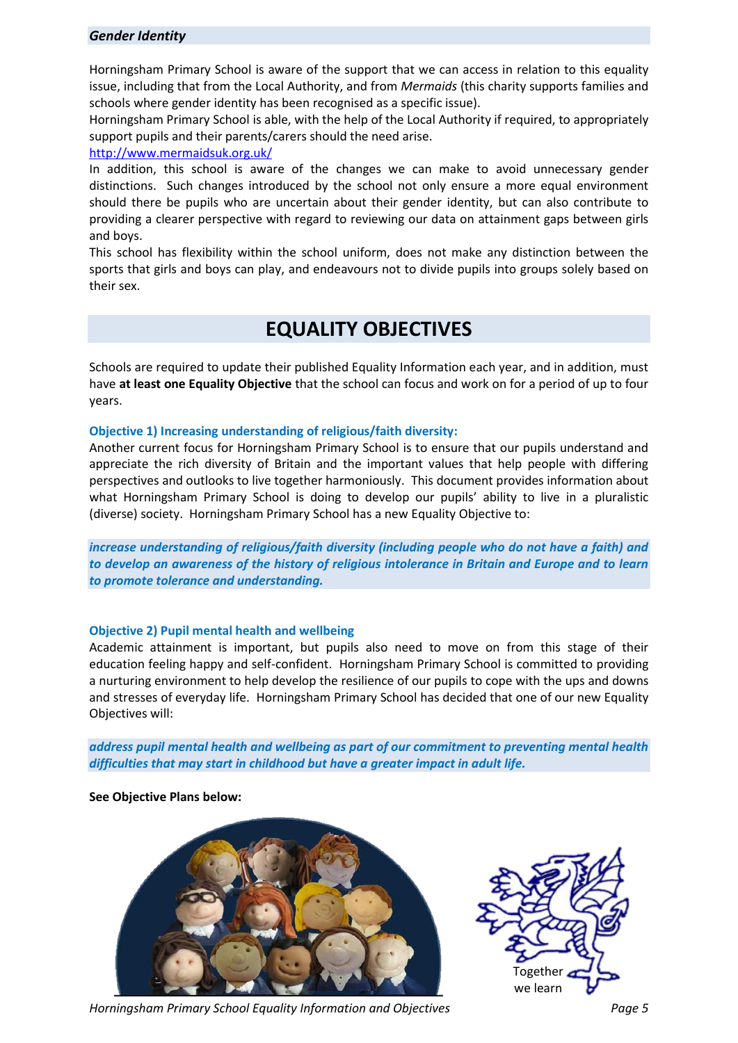### *Gender Identity*

Horningsham Primary School is aware of the support that we can access in relation to this equality issue, including that from the Local Authority, and from *Mermaids* (this charity supports families and schools where gender identity has been recognised as a specific issue).

Horningsham Primary School is able, with the help of the Local Authority if required, to appropriately support pupils and their parents/carers should the need arise.

http://www.mermaidsuk.org.uk/

In addition, this school is aware of the changes we can make to avoid unnecessary gender distinctions. Such changes introduced by the school not only ensure a more equal environment should there be pupils who are uncertain about their gender identity, but can also contribute to providing a clearer perspective with regard to reviewing our data on attainment gaps between girls and boys.

This school has flexibility within the school uniform, does not make any distinction between the sports that girls and boys can play, and endeavours not to divide pupils into groups solely based on their sex.

# EQUALITY OBJECTIVES

Schools are required to update their published Equality Information each year, and in addition, must have **at least one Equality Objective** that the school can focus and work on for a period of up to four years.

### Objective 1) Increasing understanding of religious/faith diversity:

Another current focus for Horningsham Primary School is to ensure that our pupils understand and appreciate the rich diversity of Britain and the important values that help people with differing perspectives and outlooks to live together harmoniously. This document provides information about what Horningsham Primary School is doing to develop our pupils' ability to live in a pluralistic (diverse) society. Horningsham Primary School has a new Equality Objective to:

***increase understanding of religious/faith diversity (including people who do not have a faith) and to develop an awareness of the history of religious intolerance in Britain and Europe and to learn to promote tolerance and understanding.***

### Objective 2) Pupil mental health and wellbeing

Academic attainment is important, but pupils also need to move on from this stage of their education feeling happy and self-confident. Horningsham Primary School is committed to providing a nurturing environment to help develop the resilience of our pupils to cope with the ups and downs and stresses of everyday life. Horningsham Primary School has decided that one of our new Equality Objectives will:

***address pupil mental health and wellbeing as part of our commitment to preventing mental health difficulties that may start in childhood but have a greater impact in adult life.***

**See Objective Plans below:**

Together we learn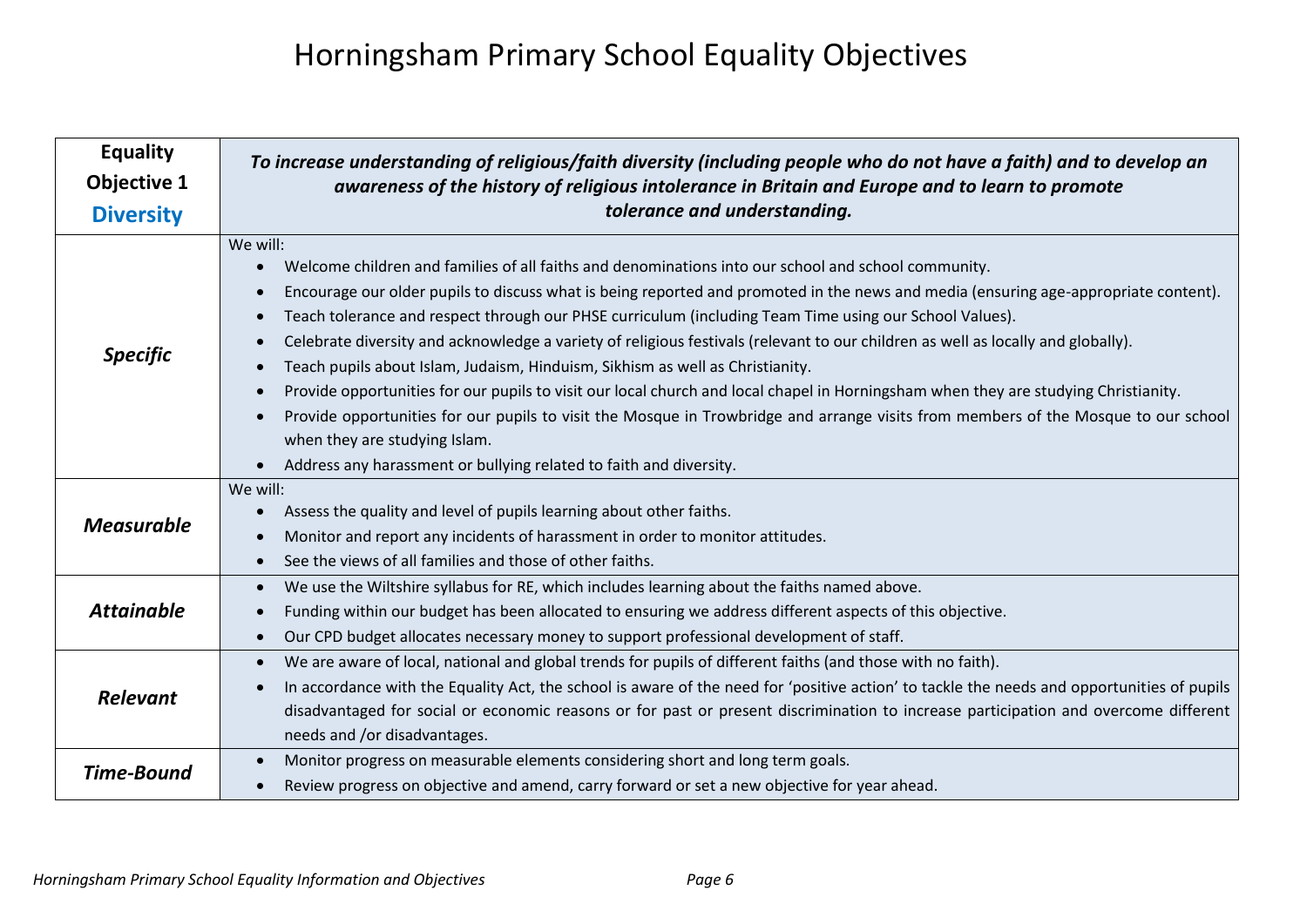# Horningsham Primary School Equality Objectives

| **Equality Objective 1** **Diversity** | ***To increase understanding of religious/faith diversity (including people who do not have a faith) and to develop an awareness of the history of religious intolerance in Britain and Europe and to learn to promote tolerance and understanding.*** |
|---|---|
| ***Specific*** | We will:<br>• Welcome children and families of all faiths and denominations into our school and school community.<br>• Encourage our older pupils to discuss what is being reported and promoted in the news and media (ensuring age-appropriate content).<br>• Teach tolerance and respect through our PHSE curriculum (including Team Time using our School Values).<br>• Celebrate diversity and acknowledge a variety of religious festivals (relevant to our children as well as locally and globally).<br>• Teach pupils about Islam, Judaism, Hinduism, Sikhism as well as Christianity.<br>• Provide opportunities for our pupils to visit our local church and local chapel in Horningsham when they are studying Christianity.<br>• Provide opportunities for our pupils to visit the Mosque in Trowbridge and arrange visits from members of the Mosque to our school when they are studying Islam.<br>• Address any harassment or bullying related to faith and diversity. |
| ***Measurable*** | We will:<br>• Assess the quality and level of pupils learning about other faiths.<br>• Monitor and report any incidents of harassment in order to monitor attitudes.<br>• See the views of all families and those of other faiths. |
| ***Attainable*** | • We use the Wiltshire syllabus for RE, which includes learning about the faiths named above.<br>• Funding within our budget has been allocated to ensuring we address different aspects of this objective.<br>• Our CPD budget allocates necessary money to support professional development of staff. |
| ***Relevant*** | • We are aware of local, national and global trends for pupils of different faiths (and those with no faith).<br>• In accordance with the Equality Act, the school is aware of the need for 'positive action' to tackle the needs and opportunities of pupils disadvantaged for social or economic reasons or for past or present discrimination to increase participation and overcome different needs and /or disadvantages. |
| ***Time-Bound*** | • Monitor progress on measurable elements considering short and long term goals.<br>• Review progress on objective and amend, carry forward or set a new objective for year ahead. |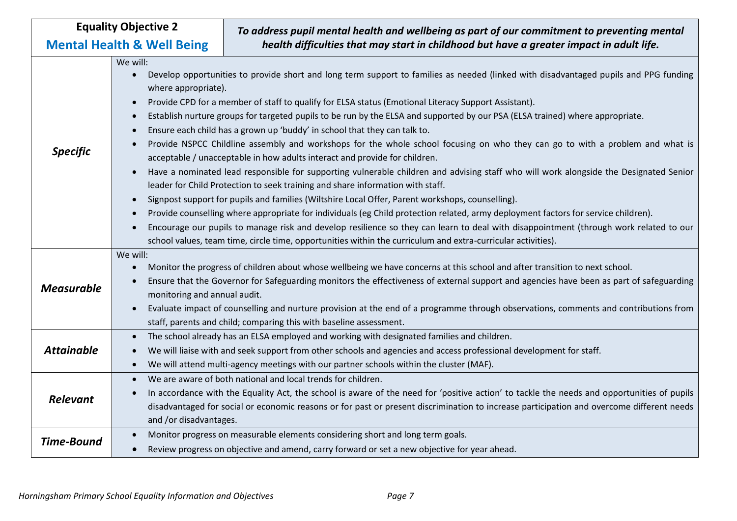| **Equality Objective 2**<br>**Mental Health & Well Being** | ***To address pupil mental health and wellbeing as part of our commitment to preventing mental health difficulties that may start in childhood but have a greater impact in adult life.*** |
|---|---|
| ***Specific*** | We will:<br>• Develop opportunities to provide short and long term support to families as needed (linked with disadvantaged pupils and PPG funding where appropriate).<br>• Provide CPD for a member of staff to qualify for ELSA status (Emotional Literacy Support Assistant).<br>• Establish nurture groups for targeted pupils to be run by the ELSA and supported by our PSA (ELSA trained) where appropriate.<br>• Ensure each child has a grown up 'buddy' in school that they can talk to.<br>• Provide NSPCC Childline assembly and workshops for the whole school focusing on who they can go to with a problem and what is acceptable / unacceptable in how adults interact and provide for children.<br>• Have a nominated lead responsible for supporting vulnerable children and advising staff who will work alongside the Designated Senior leader for Child Protection to seek training and share information with staff.<br>• Signpost support for pupils and families (Wiltshire Local Offer, Parent workshops, counselling).<br>• Provide counselling where appropriate for individuals (eg Child protection related, army deployment factors for service children).<br>• Encourage our pupils to manage risk and develop resilience so they can learn to deal with disappointment (through work related to our school values, team time, circle time, opportunities within the curriculum and extra-curricular activities). |
| ***Measurable*** | We will:<br>• Monitor the progress of children about whose wellbeing we have concerns at this school and after transition to next school.<br>• Ensure that the Governor for Safeguarding monitors the effectiveness of external support and agencies have been as part of safeguarding monitoring and annual audit.<br>• Evaluate impact of counselling and nurture provision at the end of a programme through observations, comments and contributions from staff, parents and child; comparing this with baseline assessment. |
| ***Attainable*** | • The school already has an ELSA employed and working with designated families and children.<br>• We will liaise with and seek support from other schools and agencies and access professional development for staff.<br>• We will attend multi-agency meetings with our partner schools within the cluster (MAF). |
| ***Relevant*** | • We are aware of both national and local trends for children.<br>• In accordance with the Equality Act, the school is aware of the need for 'positive action' to tackle the needs and opportunities of pupils disadvantaged for social or economic reasons or for past or present discrimination to increase participation and overcome different needs and /or disadvantages. |
| ***Time-Bound*** | • Monitor progress on measurable elements considering short and long term goals.<br>• Review progress on objective and amend, carry forward or set a new objective for year ahead. |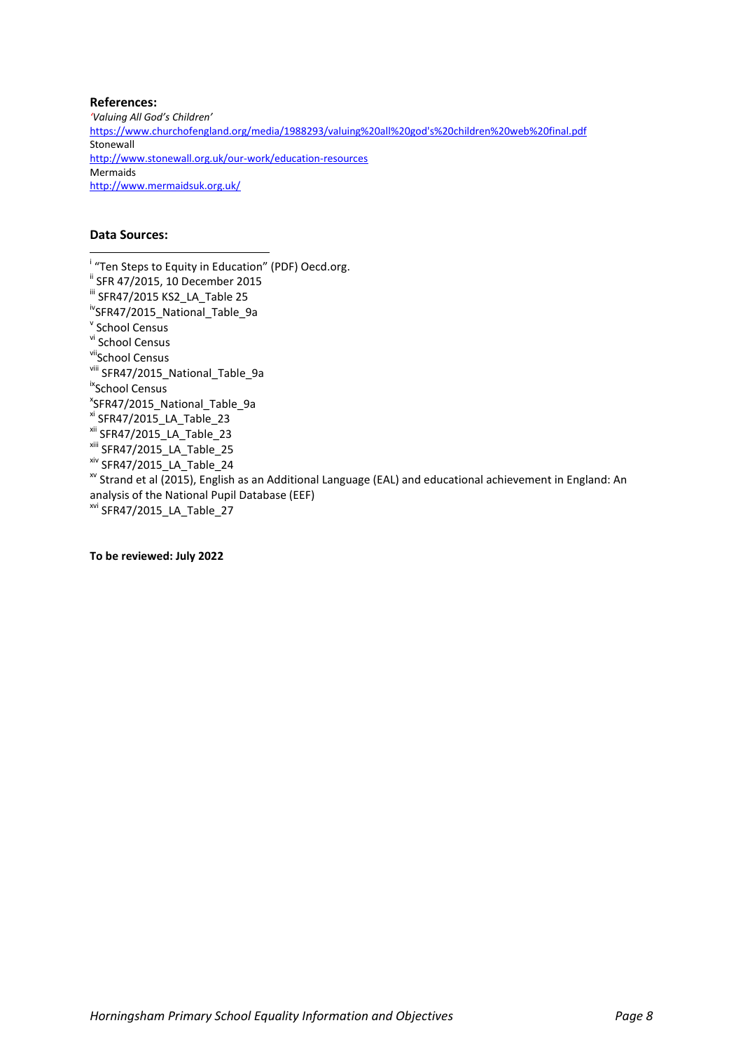**References:**

*'Valuing All God's Children'*
https://www.churchofengland.org/media/1988293/valuing%20all%20god's%20children%20web%20final.pdf
Stonewall
http://www.stonewall.org.uk/our-work/education-resources
Mermaids
http://www.mermaidsuk.org.uk/

**Data Sources:**

---

[i] "Ten Steps to Equity in Education" (PDF) Oecd.org.
[ii] SFR 47/2015, 10 December 2015
[iii] SFR47/2015 KS2_LA_Table 25
[iv] SFR47/2015_National_Table_9a
[v] School Census
[vi] School Census
[vii] School Census
[viii] SFR47/2015_National_Table_9a
[ix] School Census
[x] SFR47/2015_National_Table_9a
[xi] SFR47/2015_LA_Table_23
[xii] SFR47/2015_LA_Table_23
[xiii] SFR47/2015_LA_Table_25
[xiv] SFR47/2015_LA_Table_24
[xv] Strand et al (2015), English as an Additional Language (EAL) and educational achievement in England: An analysis of the National Pupil Database (EEF)
[xvi] SFR47/2015_LA_Table_27

**To be reviewed: July 2022**